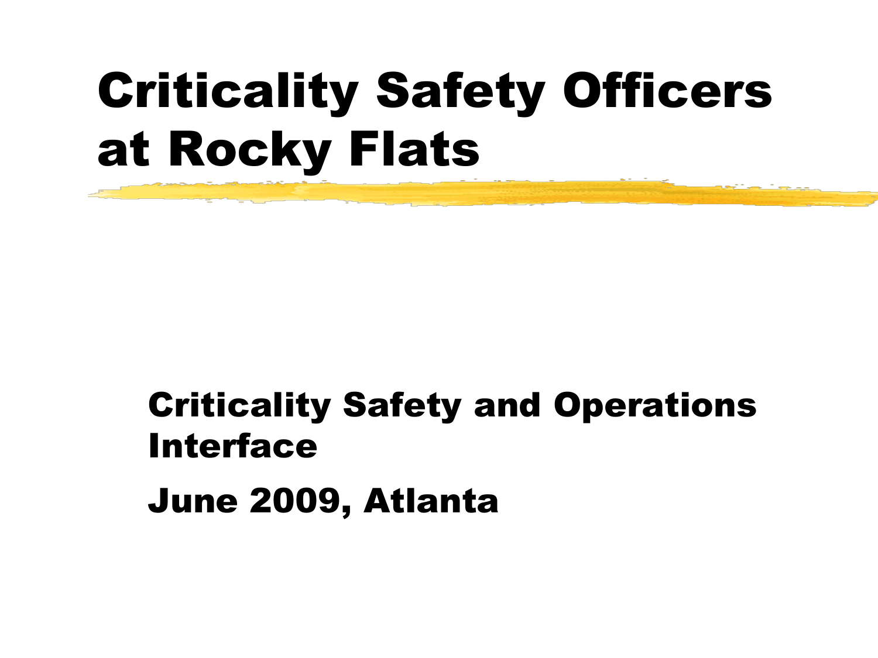# Criticality Safety Officers at Rocky Flats

Criticality Safety and Operations Interface

June 2009, Atlanta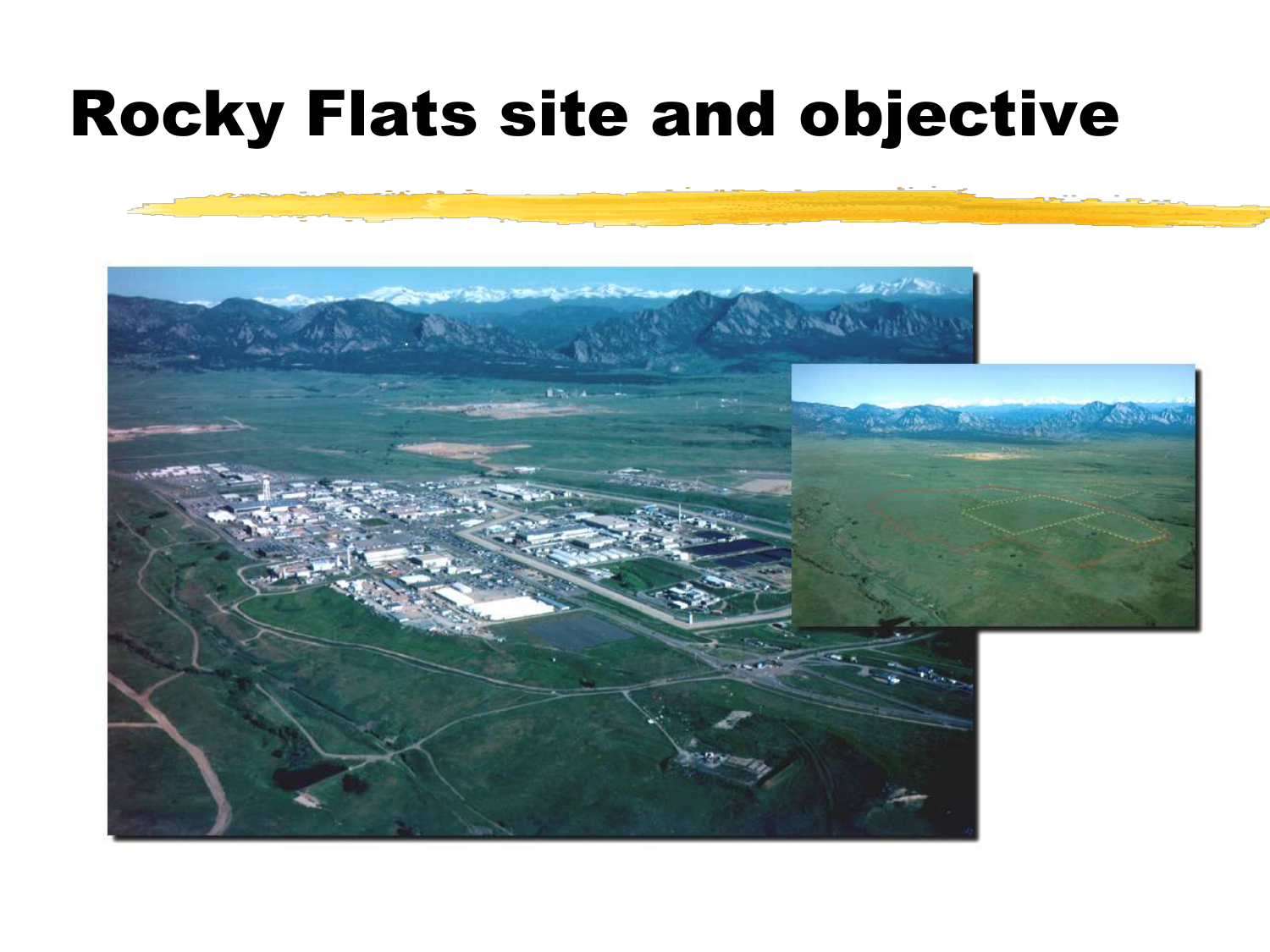# Rocky Flats site and objective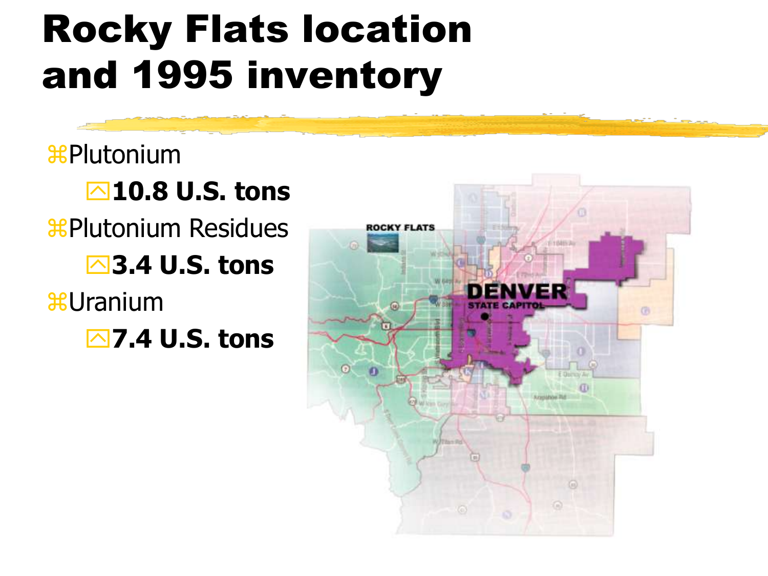# Rocky Flats location and 1995 inventory

- Plutonium
  - **10.8 U.S. tons**
- Plutonium Residues
  - **3.4 U.S. tons**
- Uranium
  - **7.4 U.S. tons**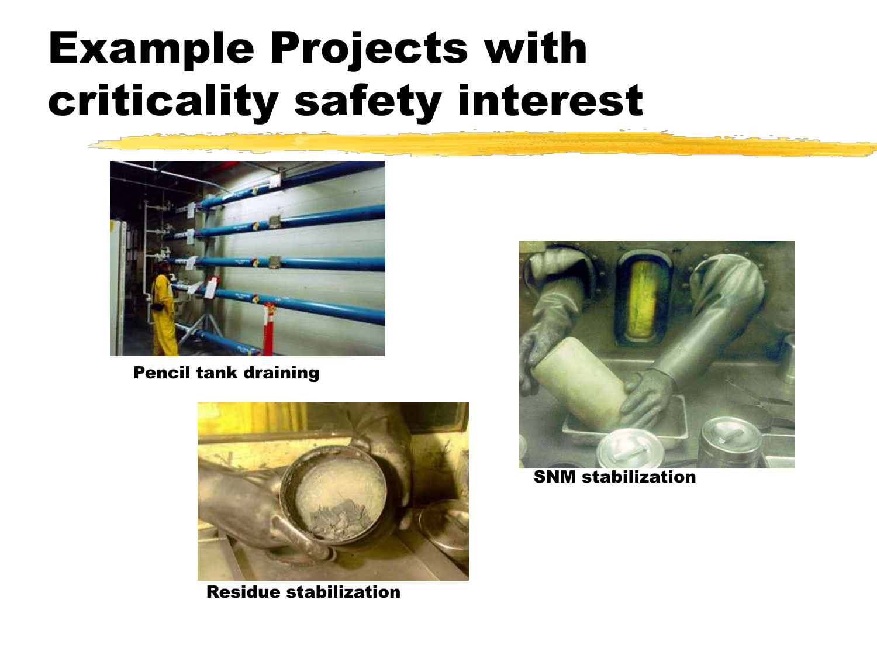# Example Projects with criticality safety interest

Pencil tank draining

SNM stabilization

Residue stabilization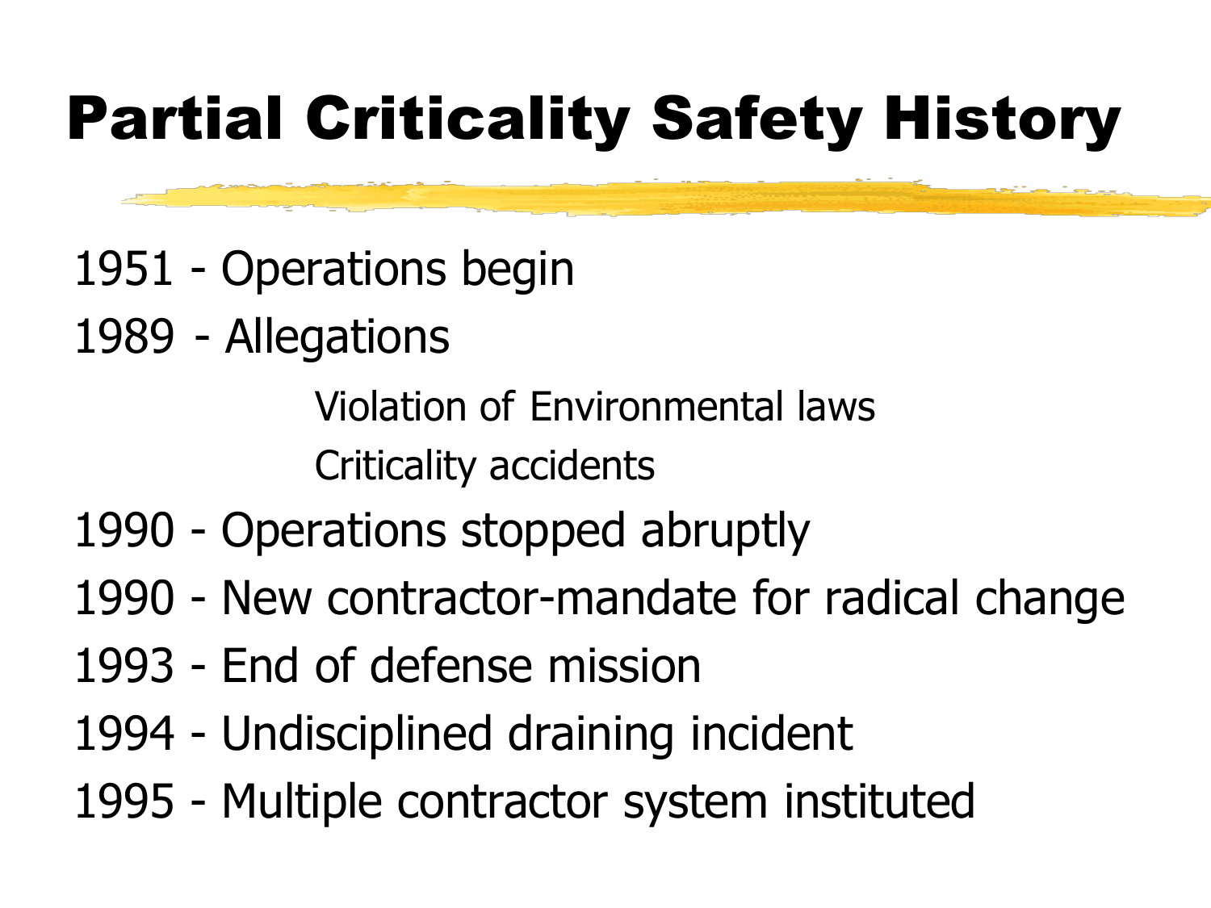# Partial Criticality Safety History

- 1951 - Operations begin
- 1989 - Allegations
  - Violation of Environmental laws
  - Criticality accidents
- 1990 - Operations stopped abruptly
- 1990 - New contractor-mandate for radical change
- 1993 - End of defense mission
- 1994 - Undisciplined draining incident
- 1995 - Multiple contractor system instituted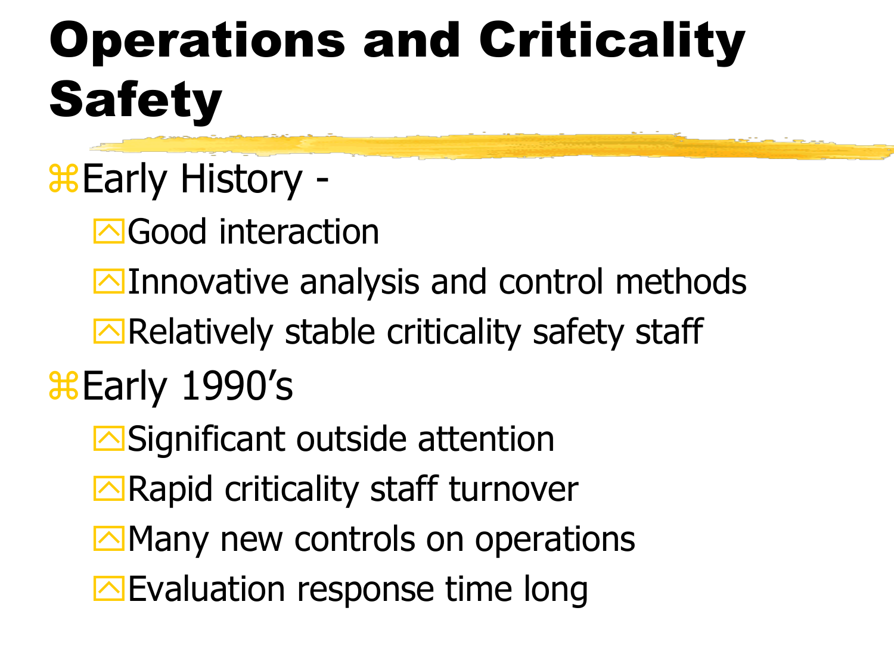# Operations and Criticality Safety

- Early History -
  - Good interaction
  - Innovative analysis and control methods
  - Relatively stable criticality safety staff
- Early 1990's
  - Significant outside attention
  - Rapid criticality staff turnover
  - Many new controls on operations
  - Evaluation response time long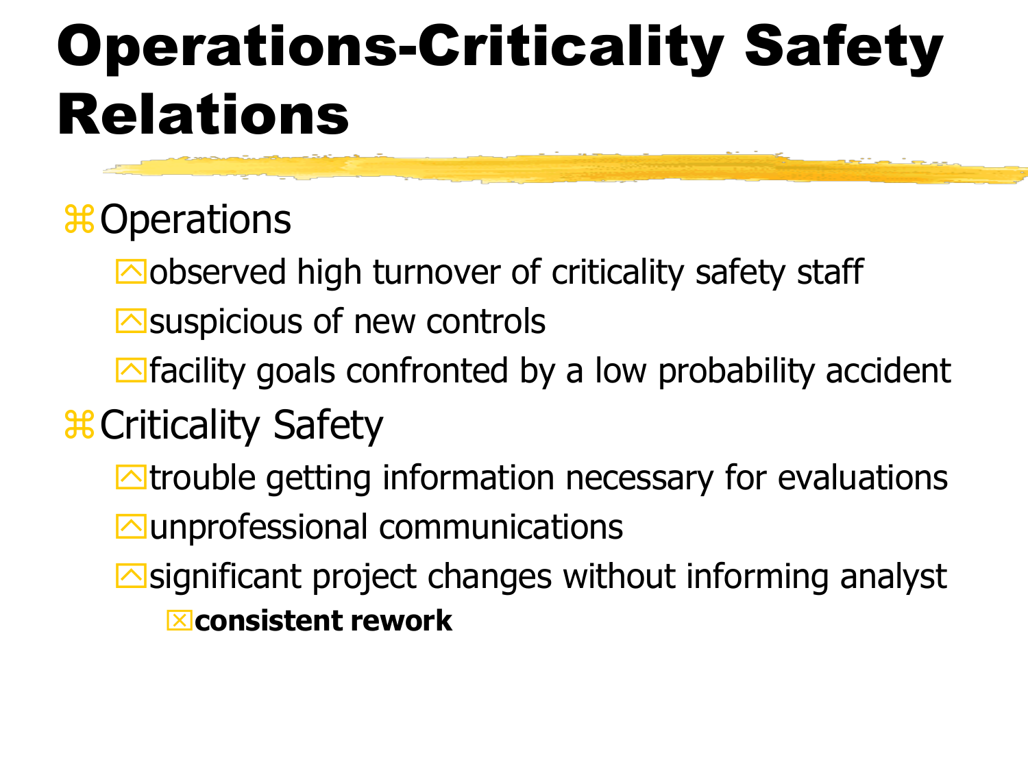# Operations-Criticality Safety Relations

- Operations
  - observed high turnover of criticality safety staff
  - suspicious of new controls
  - facility goals confronted by a low probability accident
- Criticality Safety
  - trouble getting information necessary for evaluations
  - unprofessional communications
  - significant project changes without informing analyst
    - **consistent rework**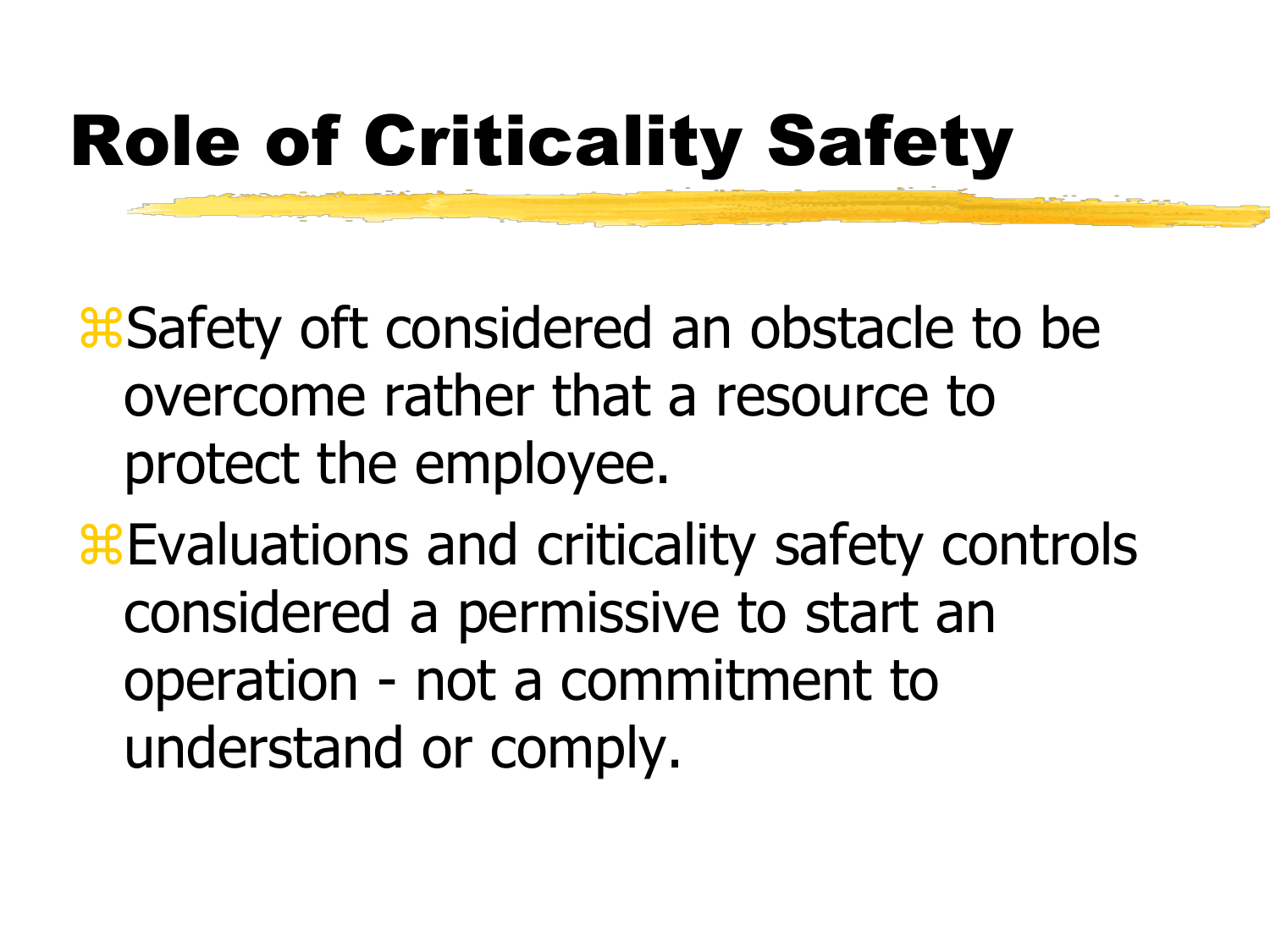# Role of Criticality Safety

- Safety oft considered an obstacle to be overcome rather that a resource to protect the employee.
- Evaluations and criticality safety controls considered a permissive to start an operation - not a commitment to understand or comply.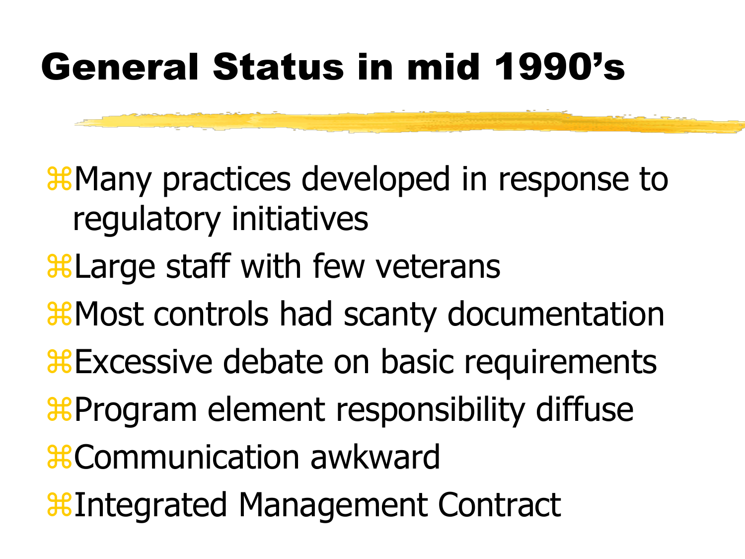# General Status in mid 1990's

- Many practices developed in response to regulatory initiatives
- Large staff with few veterans
- Most controls had scanty documentation
- Excessive debate on basic requirements
- Program element responsibility diffuse
- Communication awkward
- Integrated Management Contract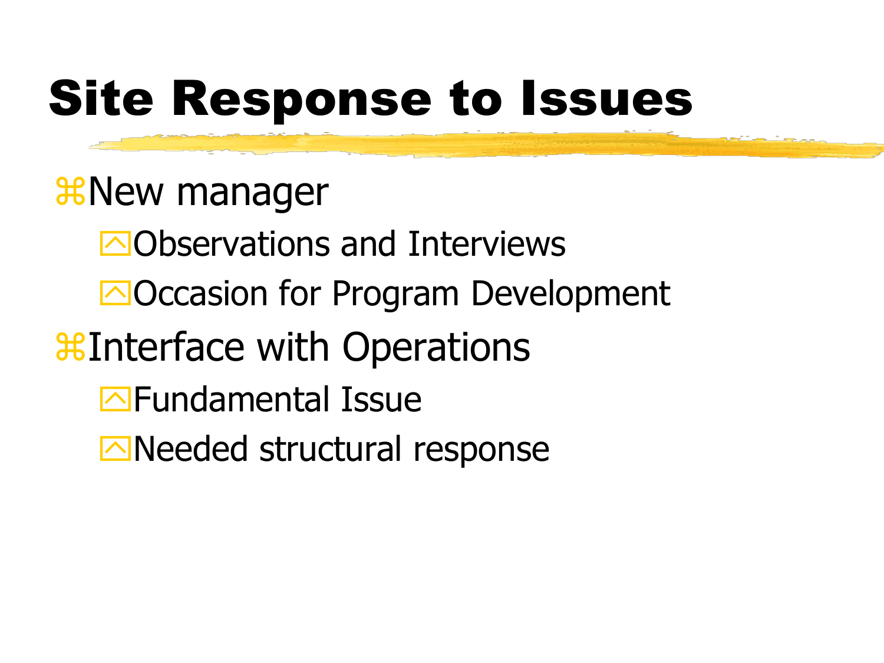# Site Response to Issues

- New manager
  - Observations and Interviews
  - Occasion for Program Development
- Interface with Operations
  - Fundamental Issue
  - Needed structural response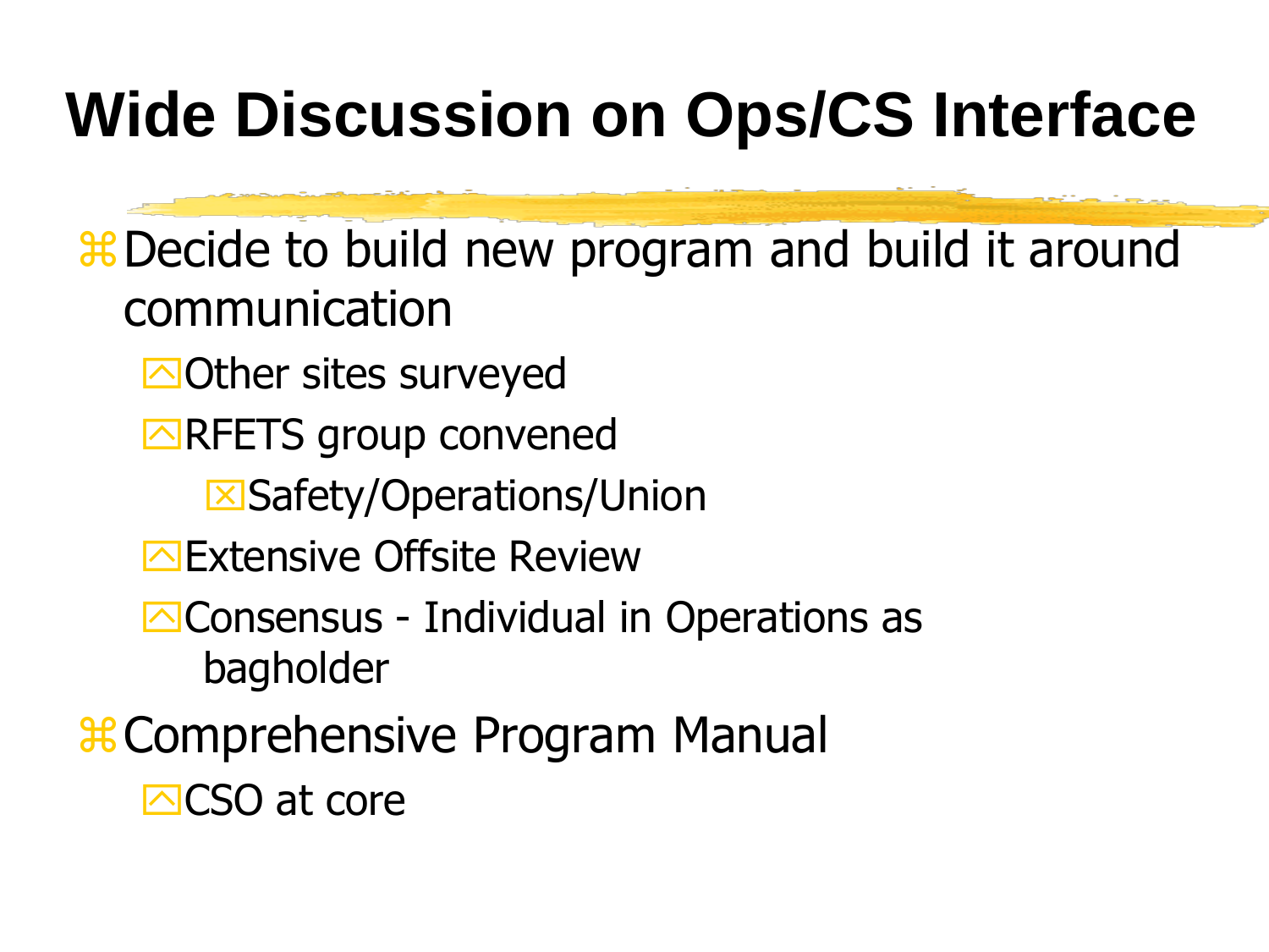# Wide Discussion on Ops/CS Interface

- Decide to build new program and build it around communication
  - Other sites surveyed
  - RFETS group convened
    - Safety/Operations/Union
  - Extensive Offsite Review
  - Consensus - Individual in Operations as bagholder
- Comprehensive Program Manual
  - CSO at core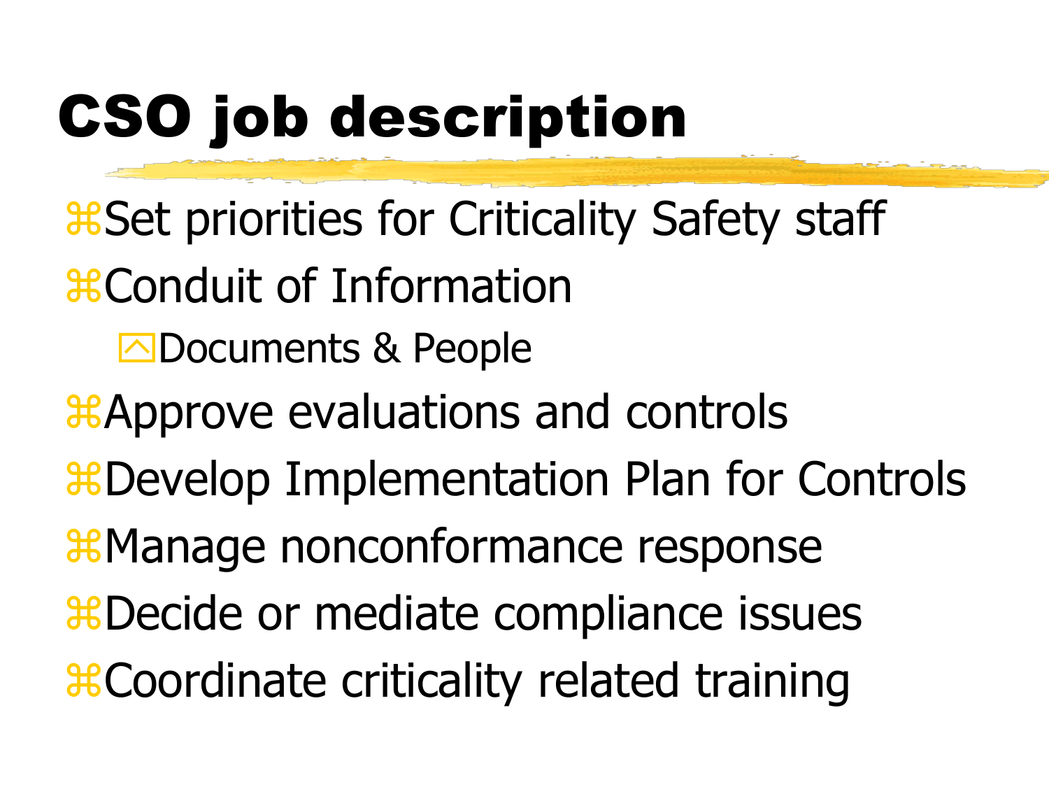# CSO job description

- Set priorities for Criticality Safety staff
- Conduit of Information
  - Documents & People
- Approve evaluations and controls
- Develop Implementation Plan for Controls
- Manage nonconformance response
- Decide or mediate compliance issues
- Coordinate criticality related training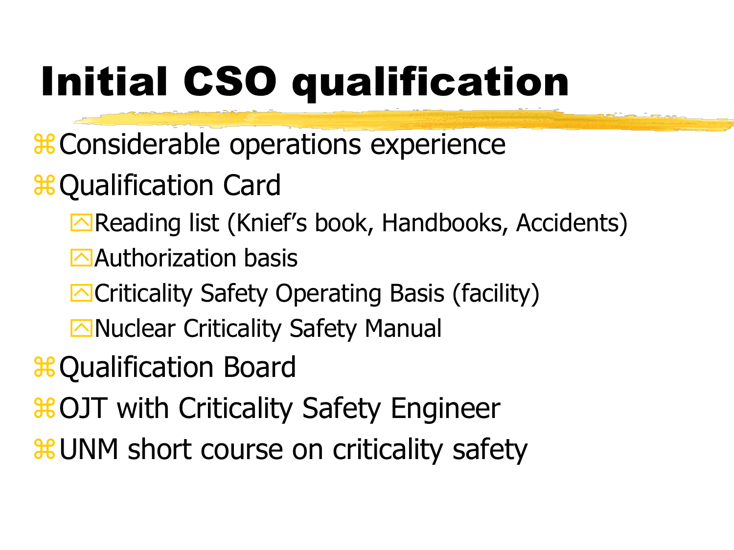# Initial CSO qualification

- Considerable operations experience
- Qualification Card
  - Reading list (Knief's book, Handbooks, Accidents)
  - Authorization basis
  - Criticality Safety Operating Basis (facility)
  - Nuclear Criticality Safety Manual
- Qualification Board
- OJT with Criticality Safety Engineer
- UNM short course on criticality safety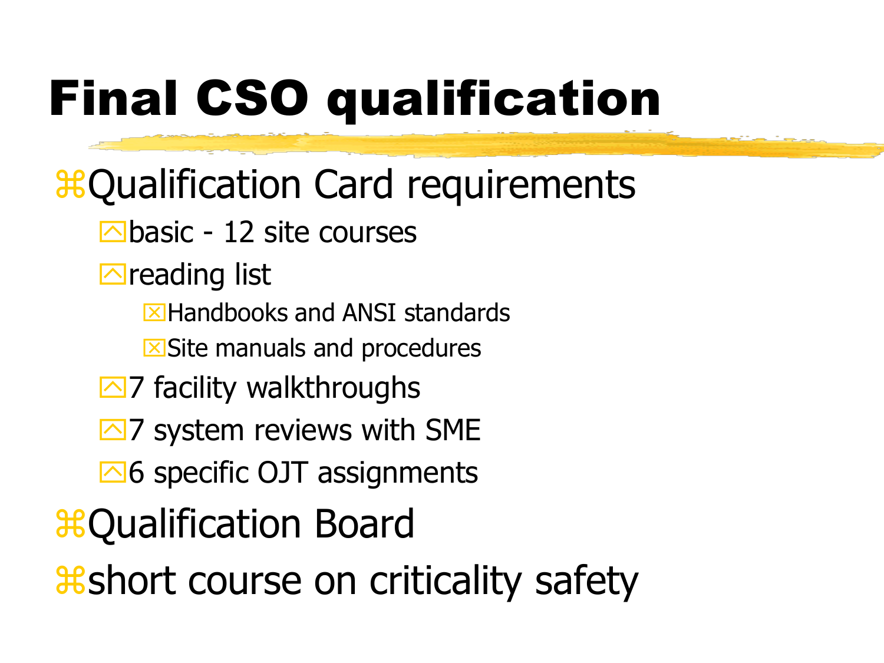# Final CSO qualification

- Qualification Card requirements
  - basic - 12 site courses
  - reading list
    - Handbooks and ANSI standards
    - Site manuals and procedures
  - 7 facility walkthroughs
  - 7 system reviews with SME
  - 6 specific OJT assignments
- Qualification Board
- short course on criticality safety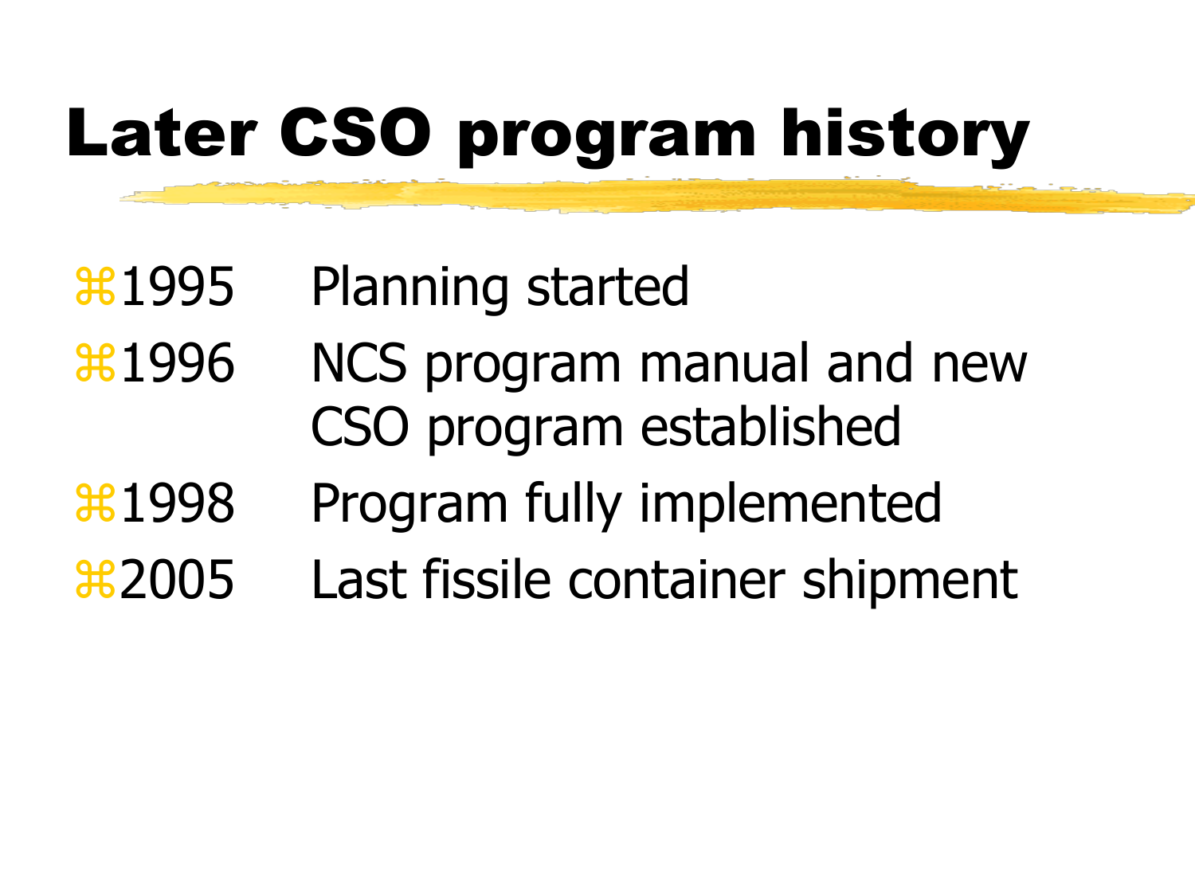# Later CSO program history

- 1995 Planning started
- 1996 NCS program manual and new CSO program established
- 1998 Program fully implemented
- 2005 Last fissile container shipment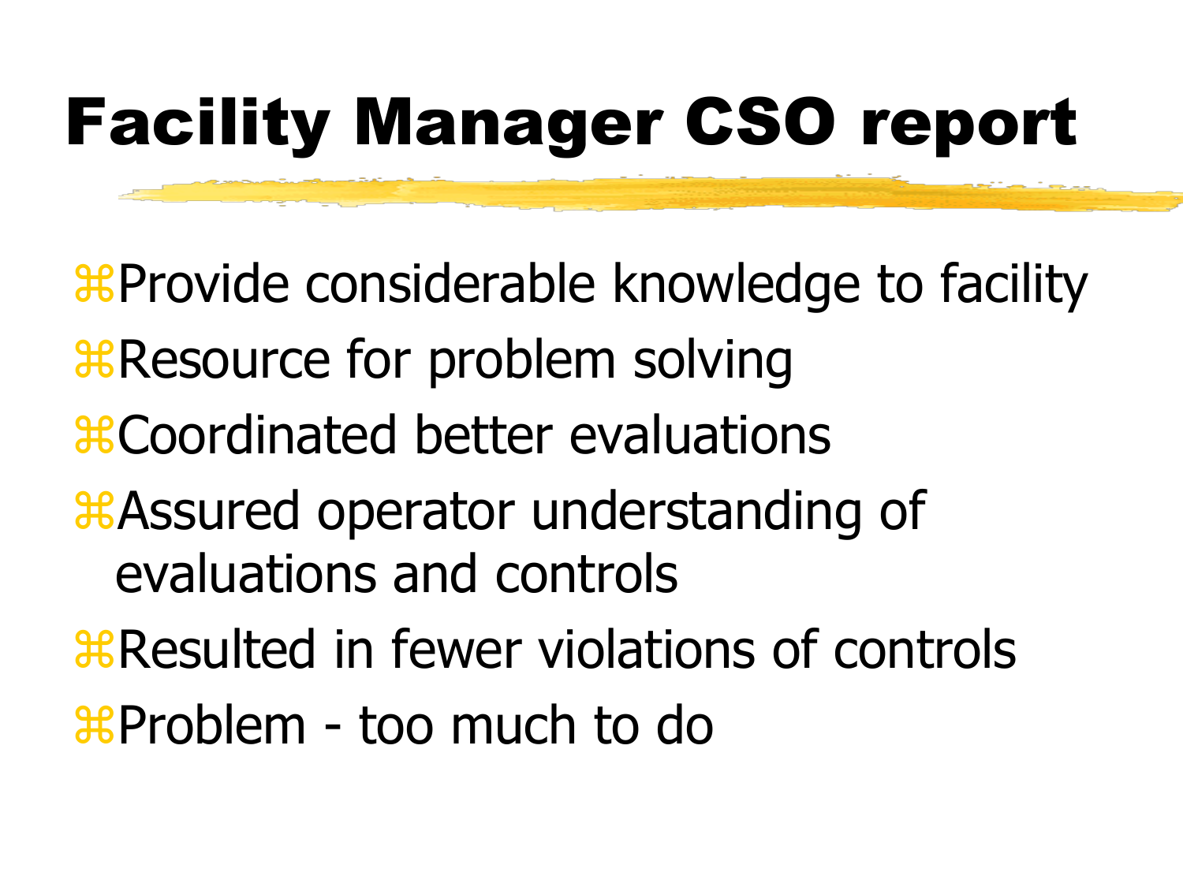# Facility Manager CSO report

- Provide considerable knowledge to facility
- Resource for problem solving
- Coordinated better evaluations
- Assured operator understanding of evaluations and controls
- Resulted in fewer violations of controls
- Problem - too much to do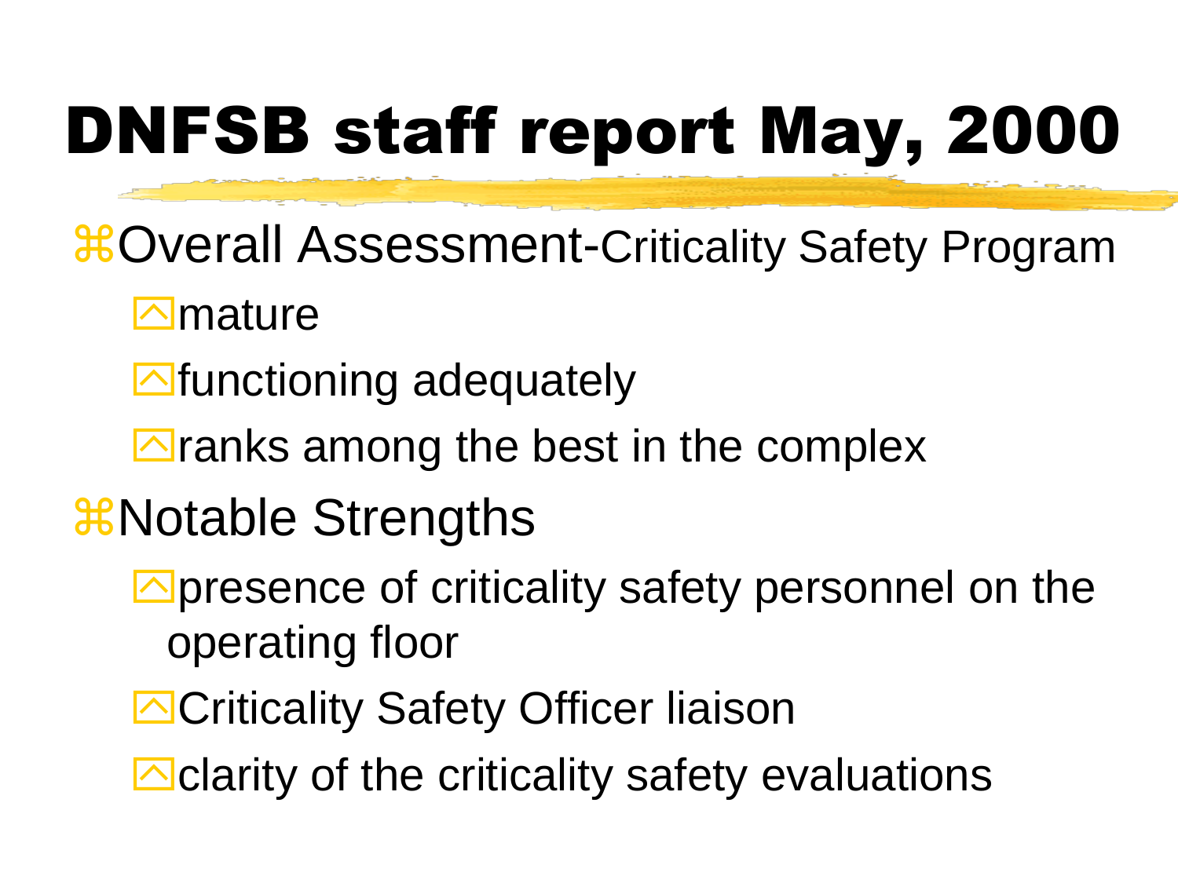# DNFSB staff report May, 2000

- Overall Assessment-Criticality Safety Program
  - mature
  - functioning adequately
  - ranks among the best in the complex
- Notable Strengths
  - presence of criticality safety personnel on the operating floor
  - Criticality Safety Officer liaison
  - clarity of the criticality safety evaluations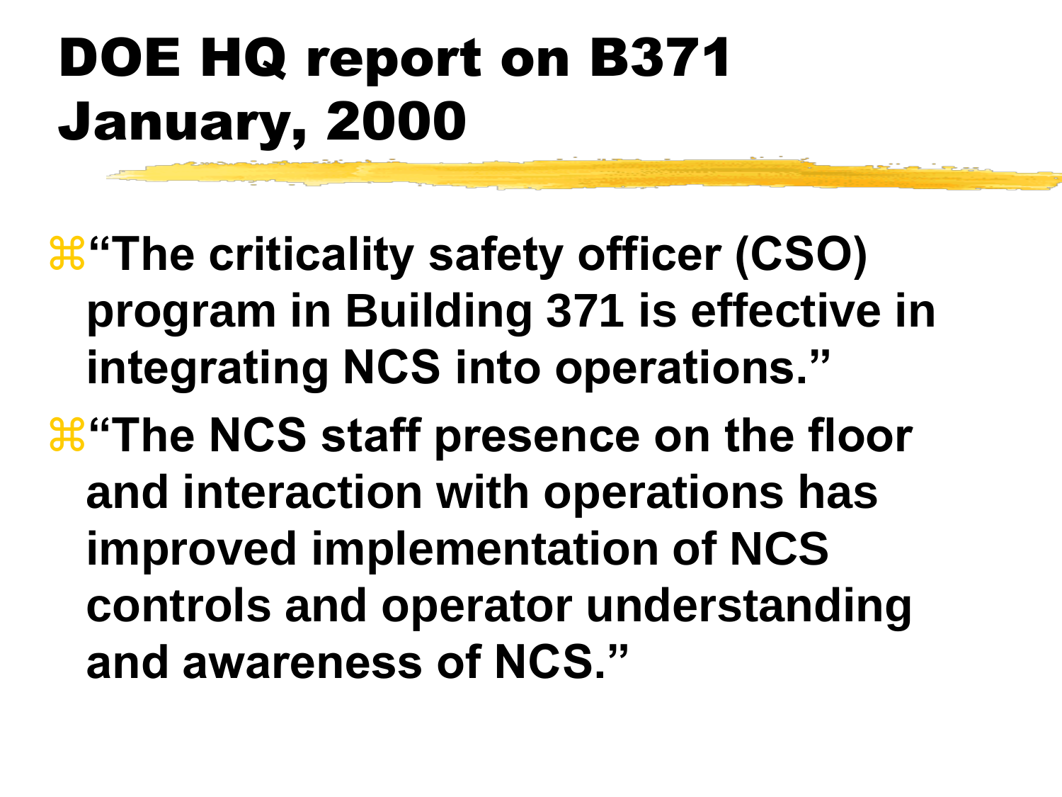# DOE HQ report on B371 January, 2000

- "The criticality safety officer (CSO) program in Building 371 is effective in integrating NCS into operations."
- "The NCS staff presence on the floor and interaction with operations has improved implementation of NCS controls and operator understanding and awareness of NCS."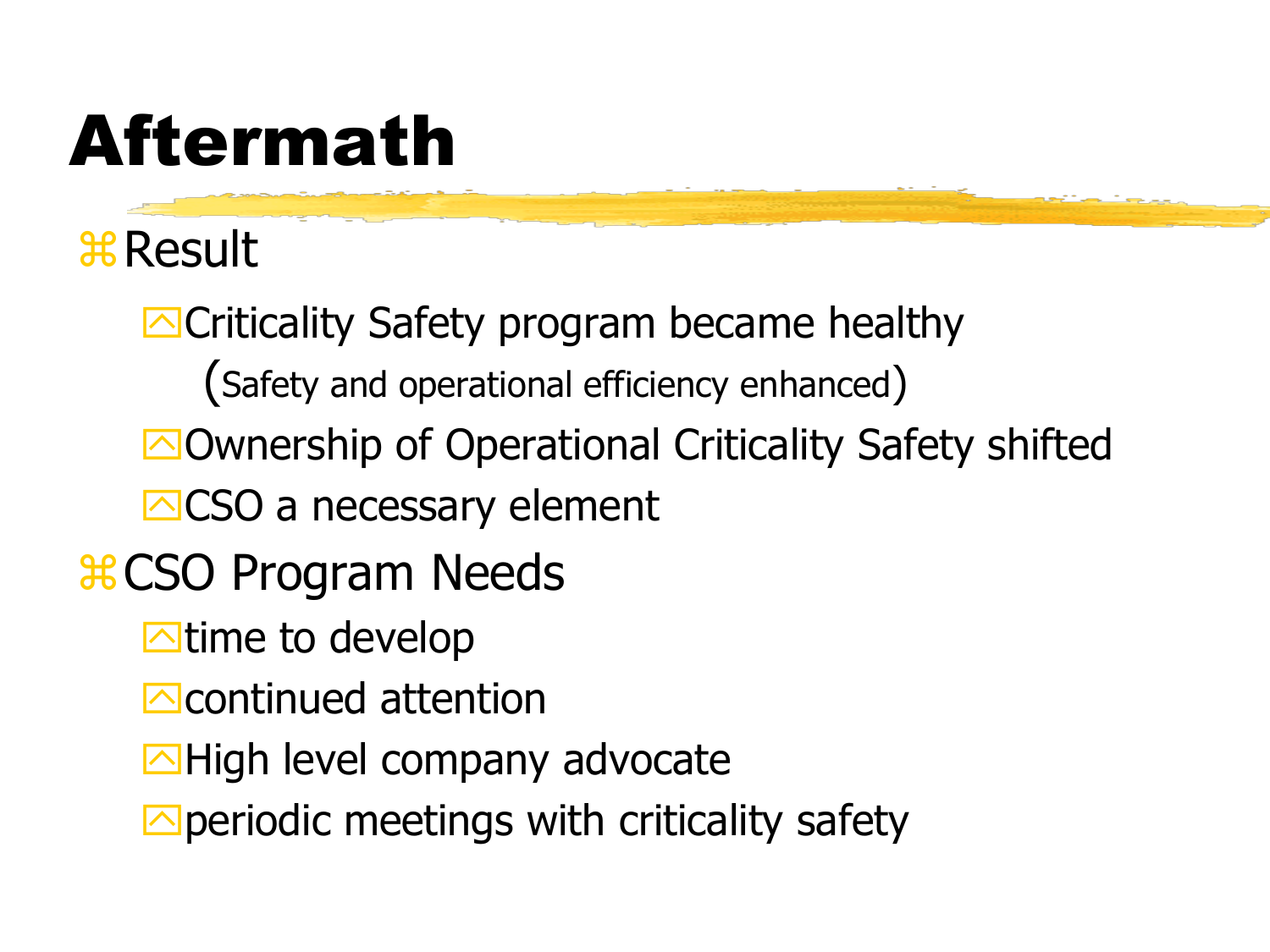# Aftermath

- Result
  - Criticality Safety program became healthy
    (Safety and operational efficiency enhanced)
  - Ownership of Operational Criticality Safety shifted
  - CSO a necessary element
- CSO Program Needs
  - time to develop
  - continued attention
  - High level company advocate
  - periodic meetings with criticality safety